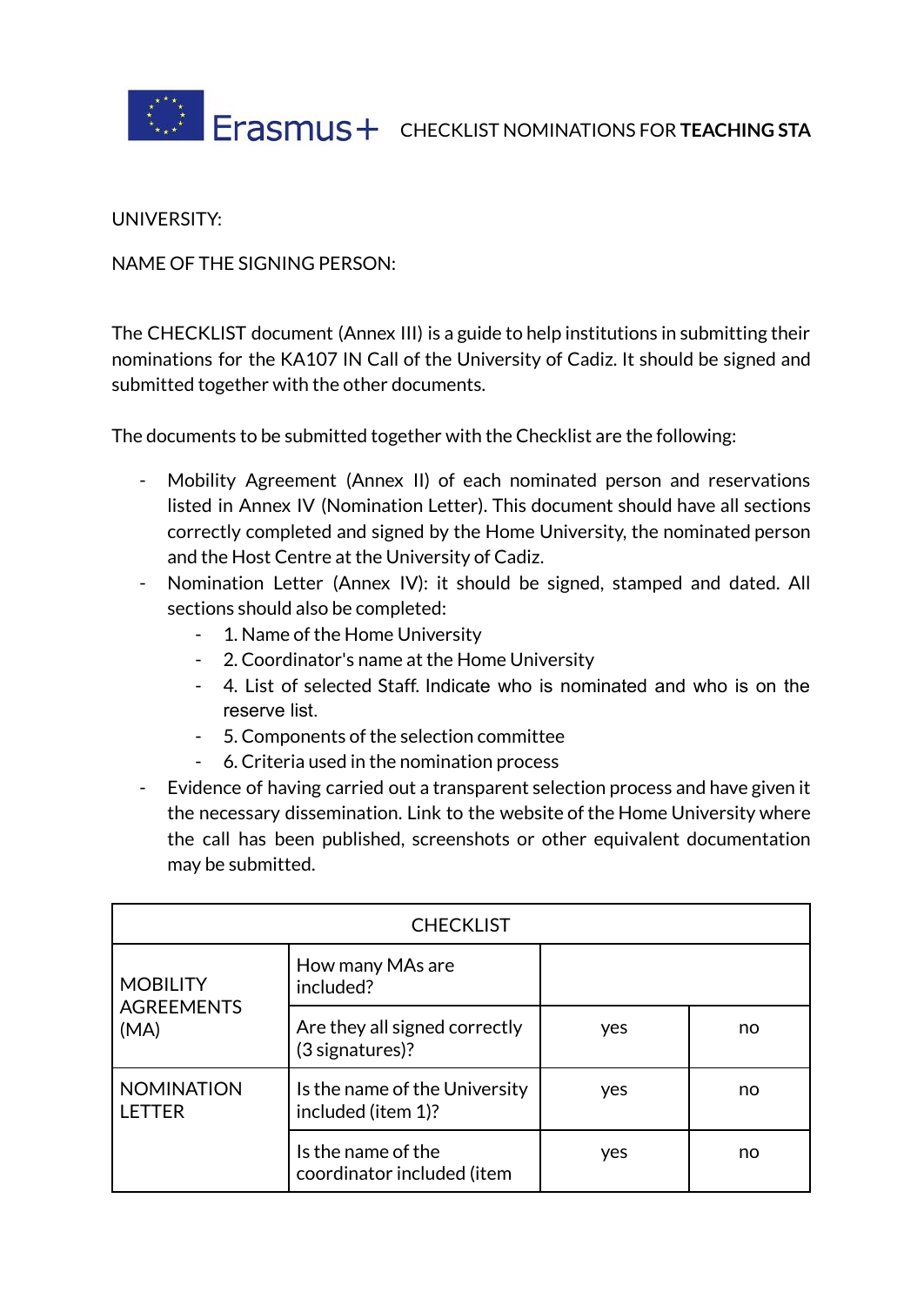Erasmus+ CHECKLIST NOMINATIONS FOR **TEACHING STA**

UNIVERSITY:

NAME OF THE SIGNING PERSON:

The CHECKLIST document (Annex III) is a guide to help institutions in submitting their nominations for the KA107 IN Call of the University of Cadiz. It should be signed and submitted together with the other documents.

The documents to be submitted together with the Checklist are the following:

- Mobility Agreement (Annex II) of each nominated person and reservations listed in Annex IV (Nomination Letter). This document should have all sections correctly completed and signed by the Home University, the nominated person and the Host Centre at the University of Cadiz.
- Nomination Letter (Annex IV): it should be signed, stamped and dated. All sections should also be completed:
    - 1. Name of the Home University
    - 2. Coordinator's name at the Home University
    - 4. List of selected Staff. Indicate who is nominated and who is on the reserve list.
    - 5. Components of the selection committee
    - 6. Criteria used in the nomination process
- Evidence of having carried out a transparent selection process and have given it the necessary dissemination. Link to the website of the Home University where the call has been published, screenshots or other equivalent documentation may be submitted.

| CHECKLIST | | | |
|---|---|---|---|
| MOBILITY AGREEMENTS (MA) | How many MAs are included? | | |
| | Are they all signed correctly (3 signatures)? | yes | no |
| NOMINATION LETTER | Is the name of the University included (item 1)? | yes | no |
| | Is the name of the coordinator included (item | yes | no |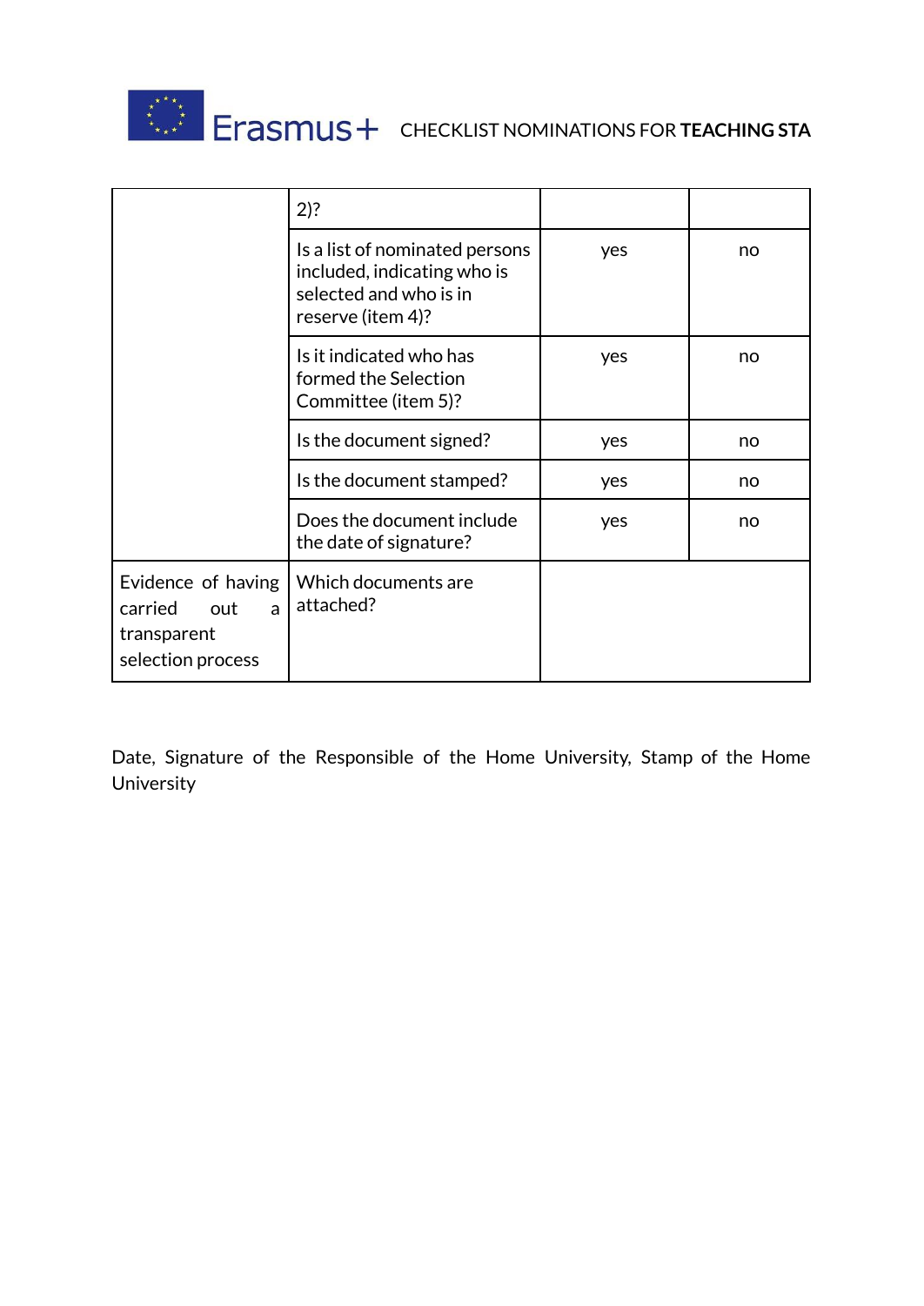| | | | |
|---|---|---|---|
| | 2)? | | |
| | Is a list of nominated persons included, indicating who is selected and who is in reserve (item 4)? | yes | no |
| | Is it indicated who has formed the Selection Committee (item 5)? | yes | no |
| | Is the document signed? | yes | no |
| | Is the document stamped? | yes | no |
| | Does the document include the date of signature? | yes | no |
| Evidence of having carried out a transparent selection process | Which documents are attached? | | |

Date, Signature of the Responsible of the Home University, Stamp of the Home University